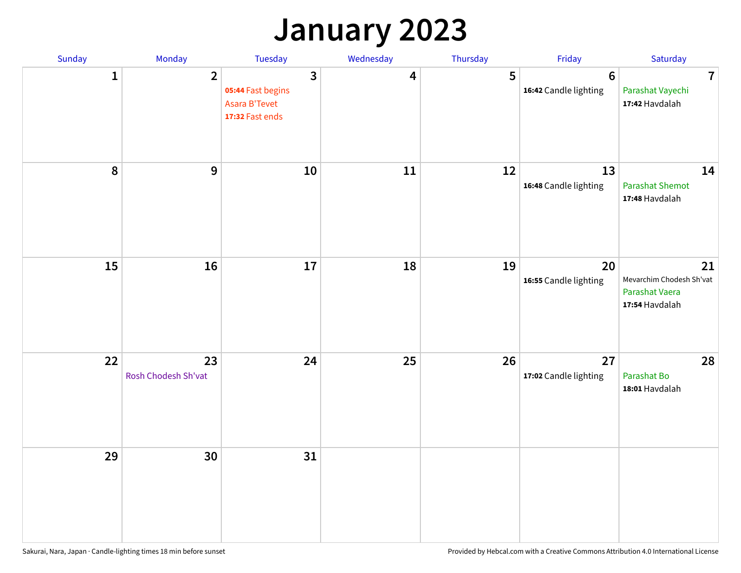# January 2023

| Sunday | Monday | Tuesday | Wednesday | Thursday | Friday | Saturday |
|---|---|---|---|---|---|---|
| 1 | 2 | 3<br>**05:44** Fast begins<br>Asara B'Tevet<br>**17:32** Fast ends | 4 | 5 | 6<br>**16:42** Candle lighting | 7<br>Parashat Vayechi<br>**17:42** Havdalah |
| 8 | 9 | 10 | 11 | 12 | 13<br>**16:48** Candle lighting | 14<br>Parashat Shemot<br>**17:48** Havdalah |
| 15 | 16 | 17 | 18 | 19 | 20<br>**16:55** Candle lighting | 21<br>Mevarchim Chodesh Sh'vat<br>Parashat Vaera<br>**17:54** Havdalah |
| 22 | 23<br>Rosh Chodesh Sh'vat | 24 | 25 | 26 | 27<br>**17:02** Candle lighting | 28<br>Parashat Bo<br>**18:01** Havdalah |
| 29 | 30 | 31 | | | | |

Sakurai, Nara, Japan · Candle-lighting times 18 min before sunset

Provided by Hebcal.com with a Creative Commons Attribution 4.0 International License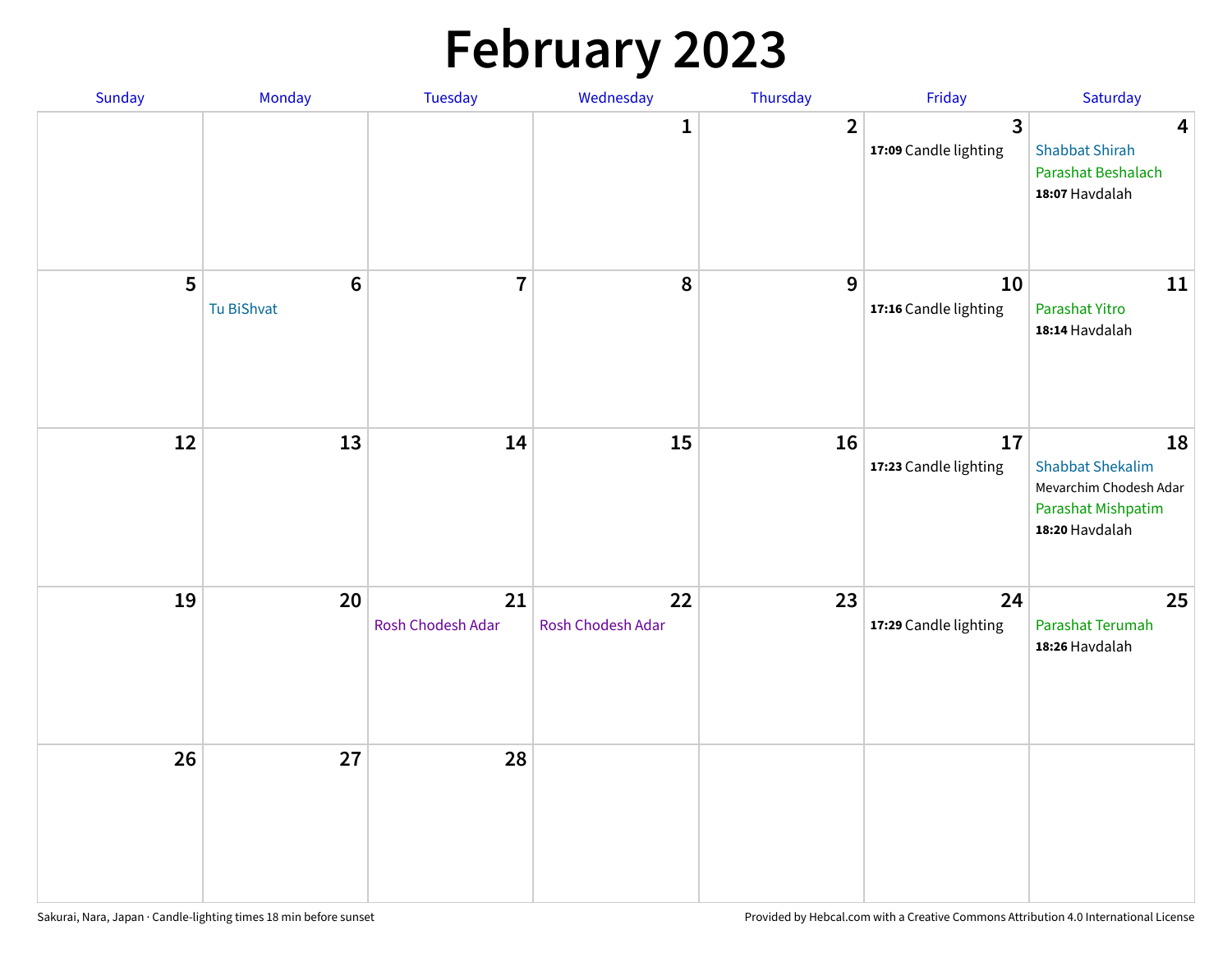# February 2023

| Sunday | Monday | Tuesday | Wednesday | Thursday | Friday | Saturday |
|---|---|---|---|---|---|---|
| | | | 1 | 2 | 3<br>**17:09** Candle lighting | 4<br>Shabbat Shirah<br>Parashat Beshalach<br>**18:07** Havdalah |
| 5 | 6<br>Tu BiShvat | 7 | 8 | 9 | 10<br>**17:16** Candle lighting | 11<br>Parashat Yitro<br>**18:14** Havdalah |
| 12 | 13 | 14 | 15 | 16 | 17<br>**17:23** Candle lighting | 18<br>Shabbat Shekalim<br>Mevarchim Chodesh Adar<br>Parashat Mishpatim<br>**18:20** Havdalah |
| 19 | 20 | 21<br>Rosh Chodesh Adar | 22<br>Rosh Chodesh Adar | 23 | 24<br>**17:29** Candle lighting | 25<br>Parashat Terumah<br>**18:26** Havdalah |
| 26 | 27 | 28 | | | | |

Sakurai, Nara, Japan · Candle-lighting times 18 min before sunset

Provided by Hebcal.com with a Creative Commons Attribution 4.0 International License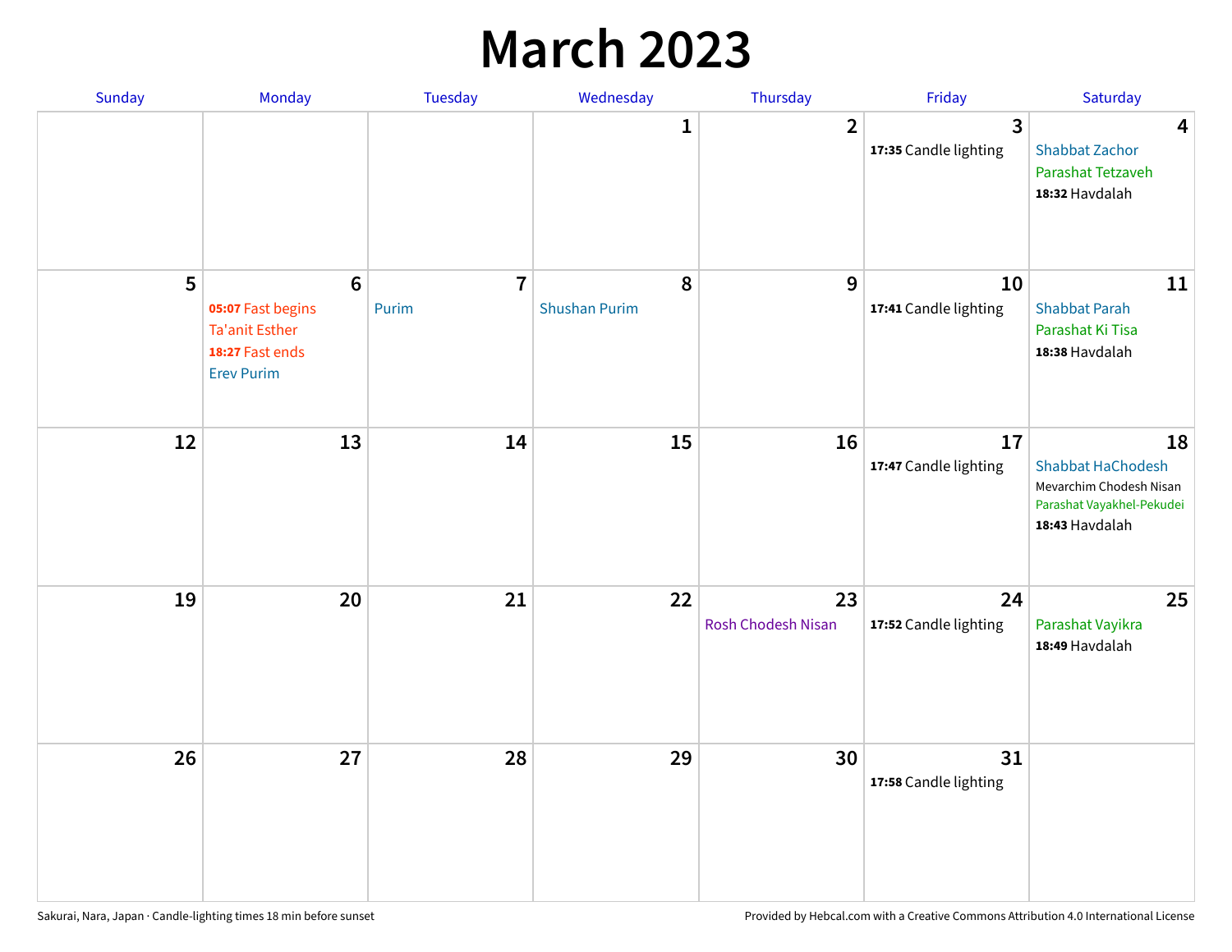# March 2023

| Sunday | Monday | Tuesday | Wednesday | Thursday | Friday | Saturday |
|---|---|---|---|---|---|---|
| | | | 1 | 2 | 3<br>**17:35** Candle lighting | 4<br>Shabbat Zachor<br>Parashat Tetzaveh<br>**18:32** Havdalah |
| 5 | 6<br>**05:07** Fast begins<br>Ta'anit Esther<br>**18:27** Fast ends<br>Erev Purim | 7<br>Purim | 8<br>Shushan Purim | 9 | 10<br>**17:41** Candle lighting | 11<br>Shabbat Parah<br>Parashat Ki Tisa<br>**18:38** Havdalah |
| 12 | 13 | 14 | 15 | 16 | 17<br>**17:47** Candle lighting | 18<br>Shabbat HaChodesh<br>Mevarchim Chodesh Nisan<br>Parashat Vayakhel-Pekudei<br>**18:43** Havdalah |
| 19 | 20 | 21 | 22 | 23<br>Rosh Chodesh Nisan | 24<br>**17:52** Candle lighting | 25<br>Parashat Vayikra<br>**18:49** Havdalah |
| 26 | 27 | 28 | 29 | 30 | 31<br>**17:58** Candle lighting | |

Sakurai, Nara, Japan · Candle-lighting times 18 min before sunset

Provided by Hebcal.com with a Creative Commons Attribution 4.0 International License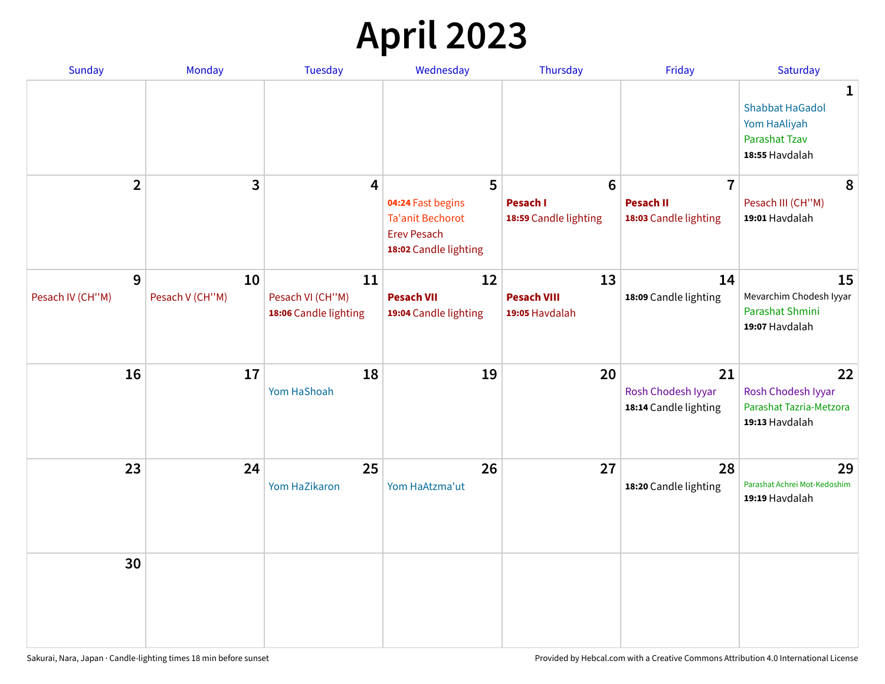# April 2023

| Sunday | Monday | Tuesday | Wednesday | Thursday | Friday | Saturday |
|---|---|---|---|---|---|---|
| | | | | | | **1** Shabbat HaGadol<br>Yom HaAliyah<br>Parashat Tzav<br>**18:55** Havdalah |
| **2** | **3** | **4** | **5** **04:24** Fast begins<br>Ta'anit Bechorot<br>Erev Pesach<br>**18:02** Candle lighting | **6** **Pesach I**<br>**18:59** Candle lighting | **7** **Pesach II**<br>**18:03** Candle lighting | **8** Pesach III (CH''M)<br>**19:01** Havdalah |
| **9** Pesach IV (CH''M) | **10** Pesach V (CH''M) | **11** Pesach VI (CH''M)<br>**18:06** Candle lighting | **12** **Pesach VII**<br>**19:04** Candle lighting | **13** **Pesach VIII**<br>**19:05** Havdalah | **14** **18:09** Candle lighting | **15** Mevarchim Chodesh Iyyar<br>Parashat Shmini<br>**19:07** Havdalah |
| **16** | **17** | **18** Yom HaShoah | **19** | **20** | **21** Rosh Chodesh Iyyar<br>**18:14** Candle lighting | **22** Rosh Chodesh Iyyar<br>Parashat Tazria-Metzora<br>**19:13** Havdalah |
| **23** | **24** | **25** Yom HaZikaron | **26** Yom HaAtzma'ut | **27** | **28** **18:20** Candle lighting | **29** Parashat Achrei Mot-Kedoshim<br>**19:19** Havdalah |
| **30** | | | | | | |

Sakurai, Nara, Japan · Candle-lighting times 18 min before sunset

Provided by Hebcal.com with a Creative Commons Attribution 4.0 International License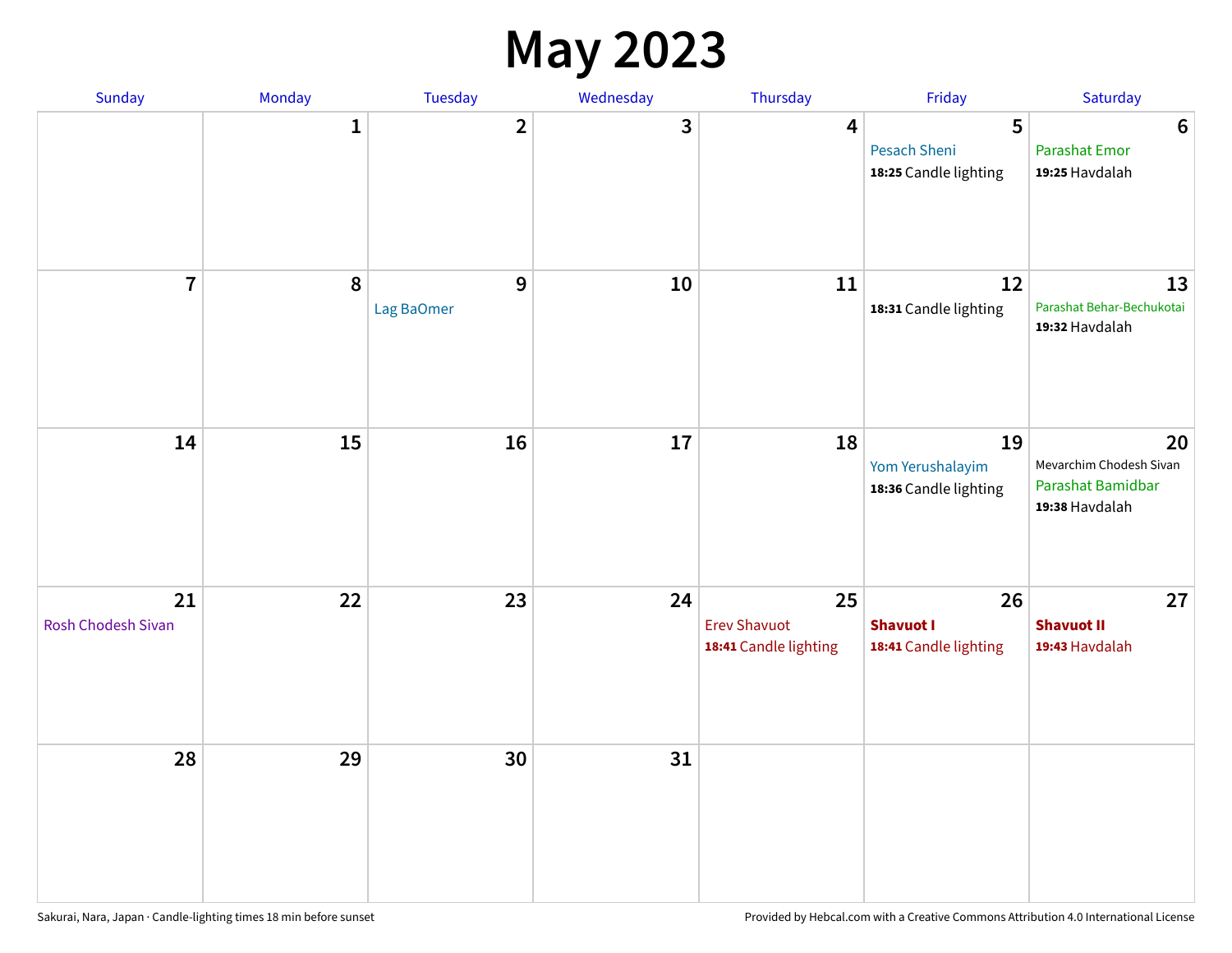# May 2023

| Sunday | Monday | Tuesday | Wednesday | Thursday | Friday | Saturday |
|---|---|---|---|---|---|---|
| | 1 | 2 | 3 | 4 | 5<br>Pesach Sheni<br>**18:25** Candle lighting | 6<br>Parashat Emor<br>**19:25** Havdalah |
| 7 | 8 | 9<br>Lag BaOmer | 10 | 11 | 12<br>**18:31** Candle lighting | 13<br>Parashat Behar-Bechukotai<br>**19:32** Havdalah |
| 14 | 15 | 16 | 17 | 18 | 19<br>Yom Yerushalayim<br>**18:36** Candle lighting | 20<br>Mevarchim Chodesh Sivan<br>Parashat Bamidbar<br>**19:38** Havdalah |
| 21<br>Rosh Chodesh Sivan | 22 | 23 | 24 | 25<br>Erev Shavuot<br>**18:41** Candle lighting | 26<br>**Shavuot I**<br>**18:41** Candle lighting | 27<br>**Shavuot II**<br>**19:43** Havdalah |
| 28 | 29 | 30 | 31 | | | |

Sakurai, Nara, Japan · Candle-lighting times 18 min before sunset

Provided by Hebcal.com with a Creative Commons Attribution 4.0 International License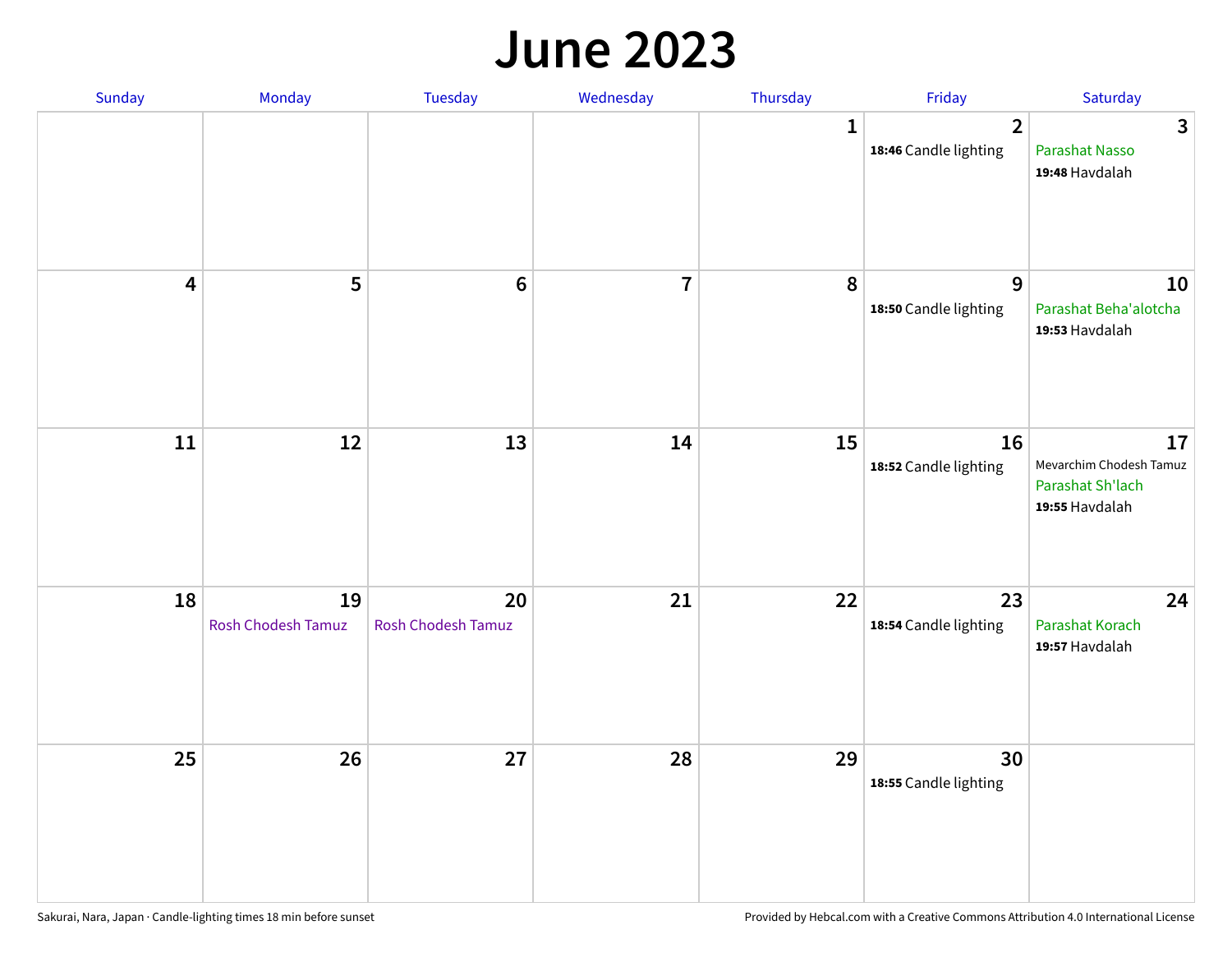# June 2023

| Sunday | Monday | Tuesday | Wednesday | Thursday | Friday | Saturday |
|---|---|---|---|---|---|---|
| | | | | 1 | 2<br>**18:46** Candle lighting | 3<br>Parashat Nasso<br>**19:48** Havdalah |
| 4 | 5 | 6 | 7 | 8 | 9<br>**18:50** Candle lighting | 10<br>Parashat Beha'alotcha<br>**19:53** Havdalah |
| 11 | 12 | 13 | 14 | 15 | 16<br>**18:52** Candle lighting | 17<br>Mevarchim Chodesh Tamuz<br>Parashat Sh'lach<br>**19:55** Havdalah |
| 18 | 19<br>Rosh Chodesh Tamuz | 20<br>Rosh Chodesh Tamuz | 21 | 22 | 23<br>**18:54** Candle lighting | 24<br>Parashat Korach<br>**19:57** Havdalah |
| 25 | 26 | 27 | 28 | 29 | 30<br>**18:55** Candle lighting | |

Sakurai, Nara, Japan · Candle-lighting times 18 min before sunset

Provided by Hebcal.com with a Creative Commons Attribution 4.0 International License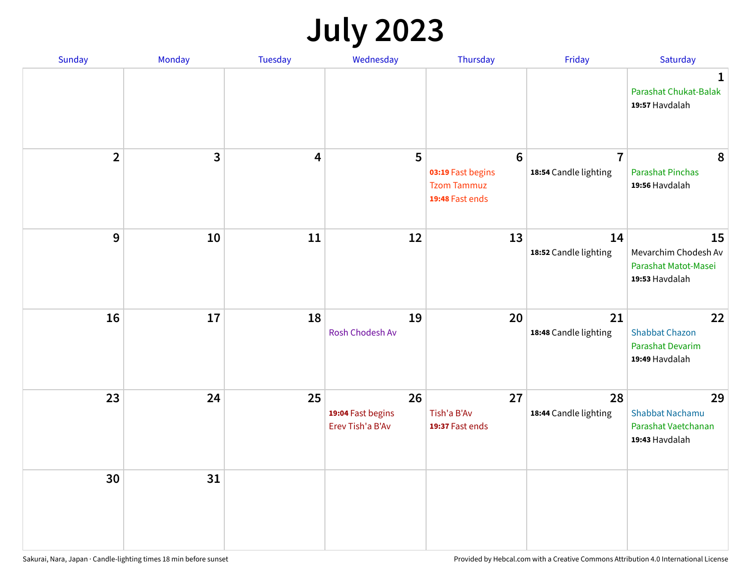# July 2023

| Sunday | Monday | Tuesday | Wednesday | Thursday | Friday | Saturday |
|---|---|---|---|---|---|---|
| | | | | | | **1** Parashat Chukat-Balak **19:57** Havdalah |
| **2** | **3** | **4** | **5** | **6** **03:19** Fast begins Tzom Tammuz **19:48** Fast ends | **7** **18:54** Candle lighting | **8** Parashat Pinchas **19:56** Havdalah |
| **9** | **10** | **11** | **12** | **13** | **14** **18:52** Candle lighting | **15** Mevarchim Chodesh Av Parashat Matot-Masei **19:53** Havdalah |
| **16** | **17** | **18** | **19** Rosh Chodesh Av | **20** | **21** **18:48** Candle lighting | **22** Shabbat Chazon Parashat Devarim **19:49** Havdalah |
| **23** | **24** | **25** | **26** **19:04** Fast begins Erev Tish'a B'Av | **27** Tish'a B'Av **19:37** Fast ends | **28** **18:44** Candle lighting | **29** Shabbat Nachamu Parashat Vaetchanan **19:43** Havdalah |
| **30** | **31** | | | | | |

Sakurai, Nara, Japan · Candle-lighting times 18 min before sunset

Provided by Hebcal.com with a Creative Commons Attribution 4.0 International License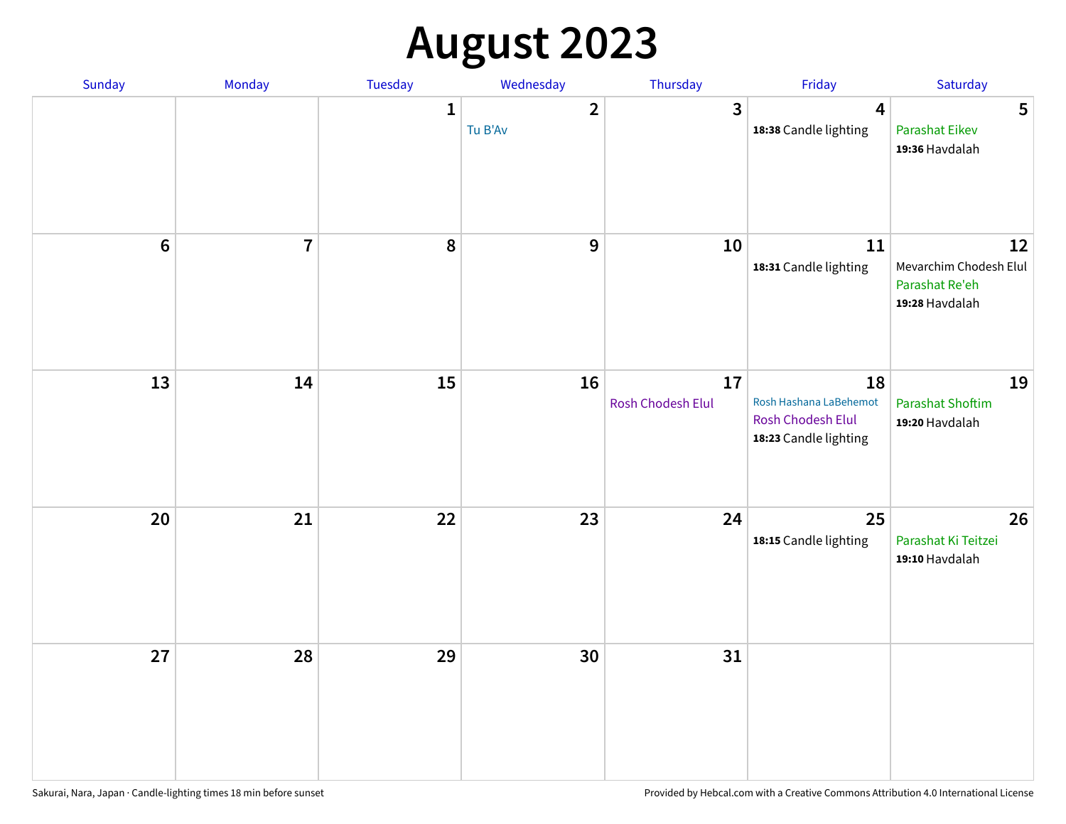# August 2023

| Sunday | Monday | Tuesday | Wednesday | Thursday | Friday | Saturday |
|---|---|---|---|---|---|---|
| | | 1 | 2<br>Tu B'Av | 3 | 4<br>**18:38** Candle lighting | 5<br>Parashat Eikev<br>**19:36** Havdalah |
| 6 | 7 | 8 | 9 | 10 | 11<br>**18:31** Candle lighting | 12<br>Mevarchim Chodesh Elul<br>Parashat Re'eh<br>**19:28** Havdalah |
| 13 | 14 | 15 | 16 | 17<br>Rosh Chodesh Elul | 18<br>Rosh Hashana LaBehemot<br>Rosh Chodesh Elul<br>**18:23** Candle lighting | 19<br>Parashat Shoftim<br>**19:20** Havdalah |
| 20 | 21 | 22 | 23 | 24 | 25<br>**18:15** Candle lighting | 26<br>Parashat Ki Teitzei<br>**19:10** Havdalah |
| 27 | 28 | 29 | 30 | 31 | | |

Sakurai, Nara, Japan · Candle-lighting times 18 min before sunset

Provided by Hebcal.com with a Creative Commons Attribution 4.0 International License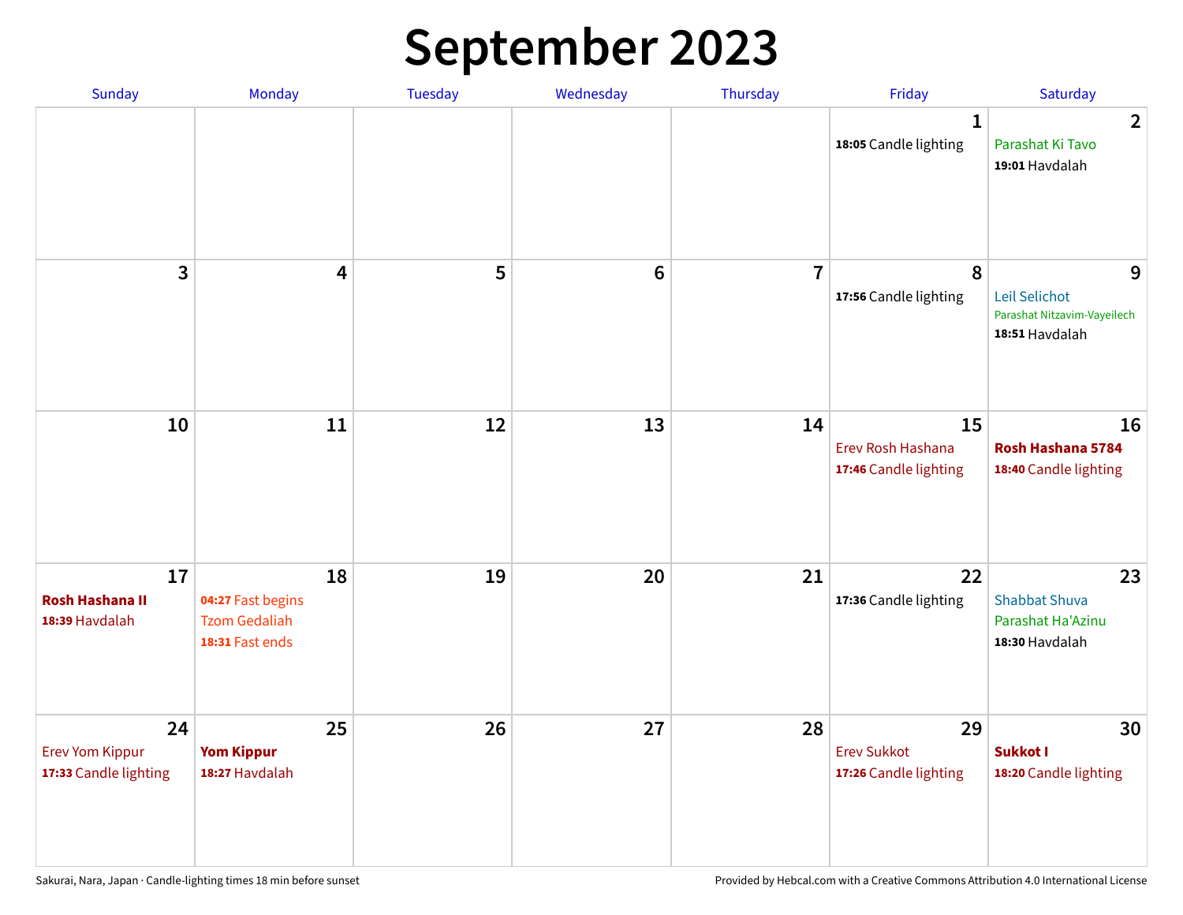# September 2023

| Sunday | Monday | Tuesday | Wednesday | Thursday | Friday | Saturday |
|---|---|---|---|---|---|---|
| | | | | | **1**<br>**18:05** Candle lighting | **2**<br>Parashat Ki Tavo<br>**19:01** Havdalah |
| **3** | **4** | **5** | **6** | **7** | **8**<br>**17:56** Candle lighting | **9**<br>Leil Selichot<br>Parashat Nitzavim-Vayeilech<br>**18:51** Havdalah |
| **10** | **11** | **12** | **13** | **14** | **15**<br>Erev Rosh Hashana<br>**17:46** Candle lighting | **16**<br>**Rosh Hashana 5784**<br>**18:40** Candle lighting |
| **17**<br>**Rosh Hashana II**<br>**18:39** Havdalah | **18**<br>**04:27** Fast begins<br>Tzom Gedaliah<br>**18:31** Fast ends | **19** | **20** | **21** | **22**<br>**17:36** Candle lighting | **23**<br>Shabbat Shuva<br>Parashat Ha'Azinu<br>**18:30** Havdalah |
| **24**<br>Erev Yom Kippur<br>**17:33** Candle lighting | **25**<br>**Yom Kippur**<br>**18:27** Havdalah | **26** | **27** | **28** | **29**<br>Erev Sukkot<br>**17:26** Candle lighting | **30**<br>**Sukkot I**<br>**18:20** Candle lighting |

Sakurai, Nara, Japan · Candle-lighting times 18 min before sunset

Provided by Hebcal.com with a Creative Commons Attribution 4.0 International License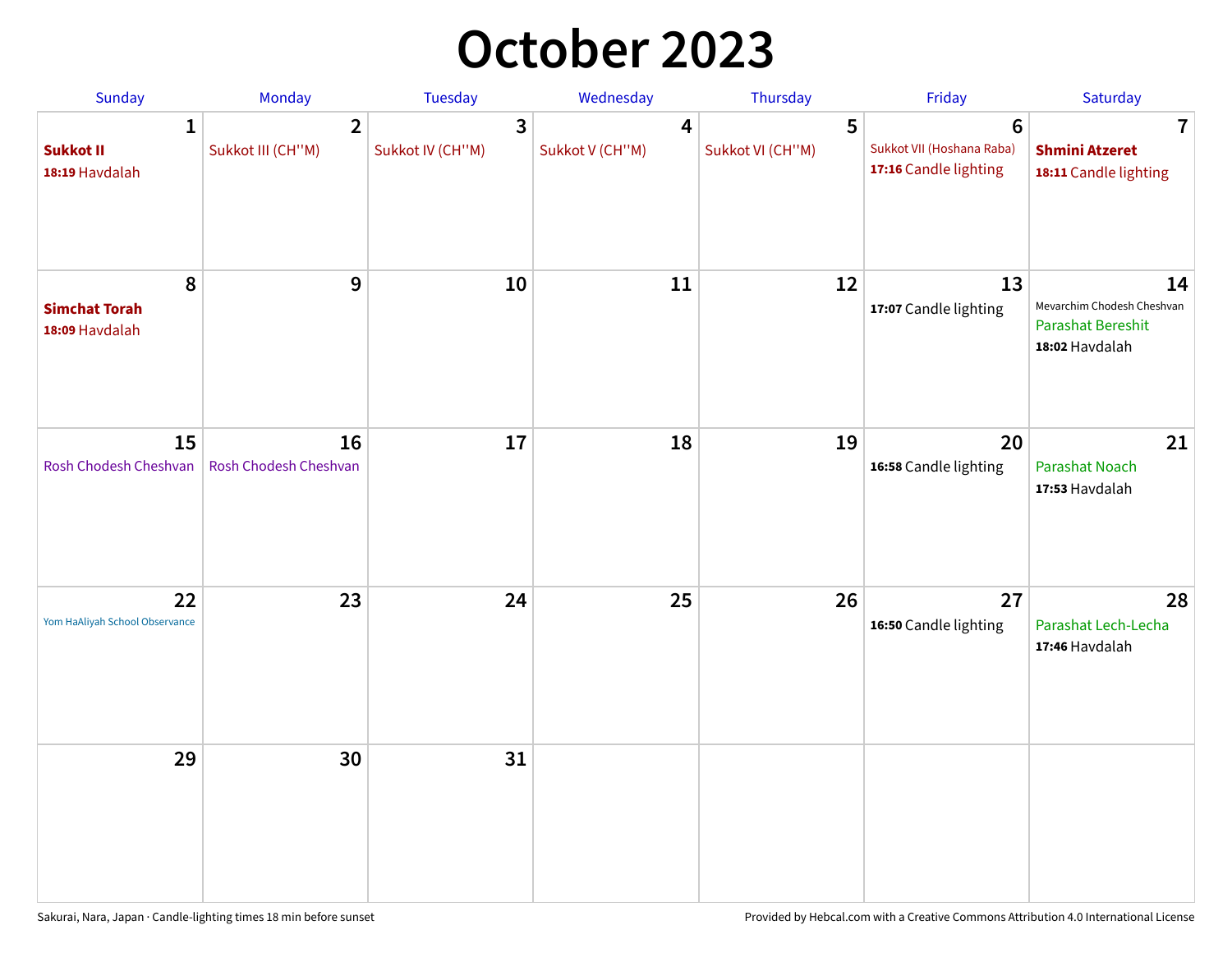# October 2023

| Sunday | Monday | Tuesday | Wednesday | Thursday | Friday | Saturday |
| --- | --- | --- | --- | --- | --- | --- |
| 1<br>**Sukkot II**<br>**18:19** Havdalah | 2<br>Sukkot III (CH''M) | 3<br>Sukkot IV (CH''M) | 4<br>Sukkot V (CH''M) | 5<br>Sukkot VI (CH''M) | 6<br>Sukkot VII (Hoshana Raba)<br>**17:16** Candle lighting | 7<br>**Shmini Atzeret**<br>**18:11** Candle lighting |
| 8<br>**Simchat Torah**<br>**18:09** Havdalah | 9 | 10 | 11 | 12 | 13<br>**17:07** Candle lighting | 14<br>Mevarchim Chodesh Cheshvan<br>Parashat Bereshit<br>**18:02** Havdalah |
| 15<br>Rosh Chodesh Cheshvan | 16<br>Rosh Chodesh Cheshvan | 17 | 18 | 19 | 20<br>**16:58** Candle lighting | 21<br>Parashat Noach<br>**17:53** Havdalah |
| 22<br>Yom HaAliyah School Observance | 23 | 24 | 25 | 26 | 27<br>**16:50** Candle lighting | 28<br>Parashat Lech-Lecha<br>**17:46** Havdalah |
| 29 | 30 | 31 | | | | |

Sakurai, Nara, Japan · Candle-lighting times 18 min before sunset

Provided by Hebcal.com with a Creative Commons Attribution 4.0 International License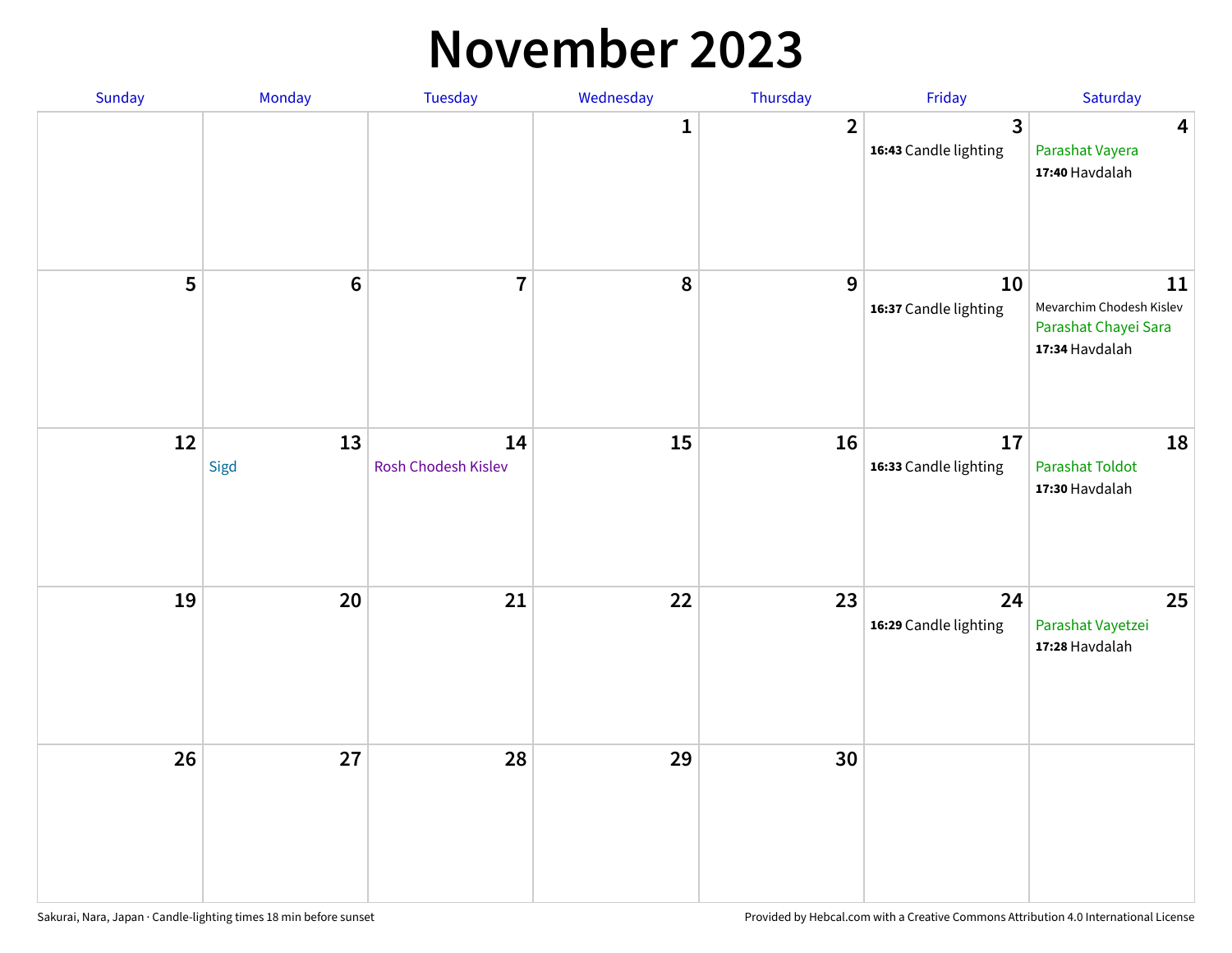# November 2023

| Sunday | Monday | Tuesday | Wednesday | Thursday | Friday | Saturday |
|---|---|---|---|---|---|---|
| | | | 1 | 2 | 3<br>**16:43** Candle lighting | 4<br>Parashat Vayera<br>**17:40** Havdalah |
| 5 | 6 | 7 | 8 | 9 | 10<br>**16:37** Candle lighting | 11<br>Mevarchim Chodesh Kislev<br>Parashat Chayei Sara<br>**17:34** Havdalah |
| 12 | 13<br>Sigd | 14<br>Rosh Chodesh Kislev | 15 | 16 | 17<br>**16:33** Candle lighting | 18<br>Parashat Toldot<br>**17:30** Havdalah |
| 19 | 20 | 21 | 22 | 23 | 24<br>**16:29** Candle lighting | 25<br>Parashat Vayetzei<br>**17:28** Havdalah |
| 26 | 27 | 28 | 29 | 30 | | |

Sakurai, Nara, Japan · Candle-lighting times 18 min before sunset

Provided by Hebcal.com with a Creative Commons Attribution 4.0 International License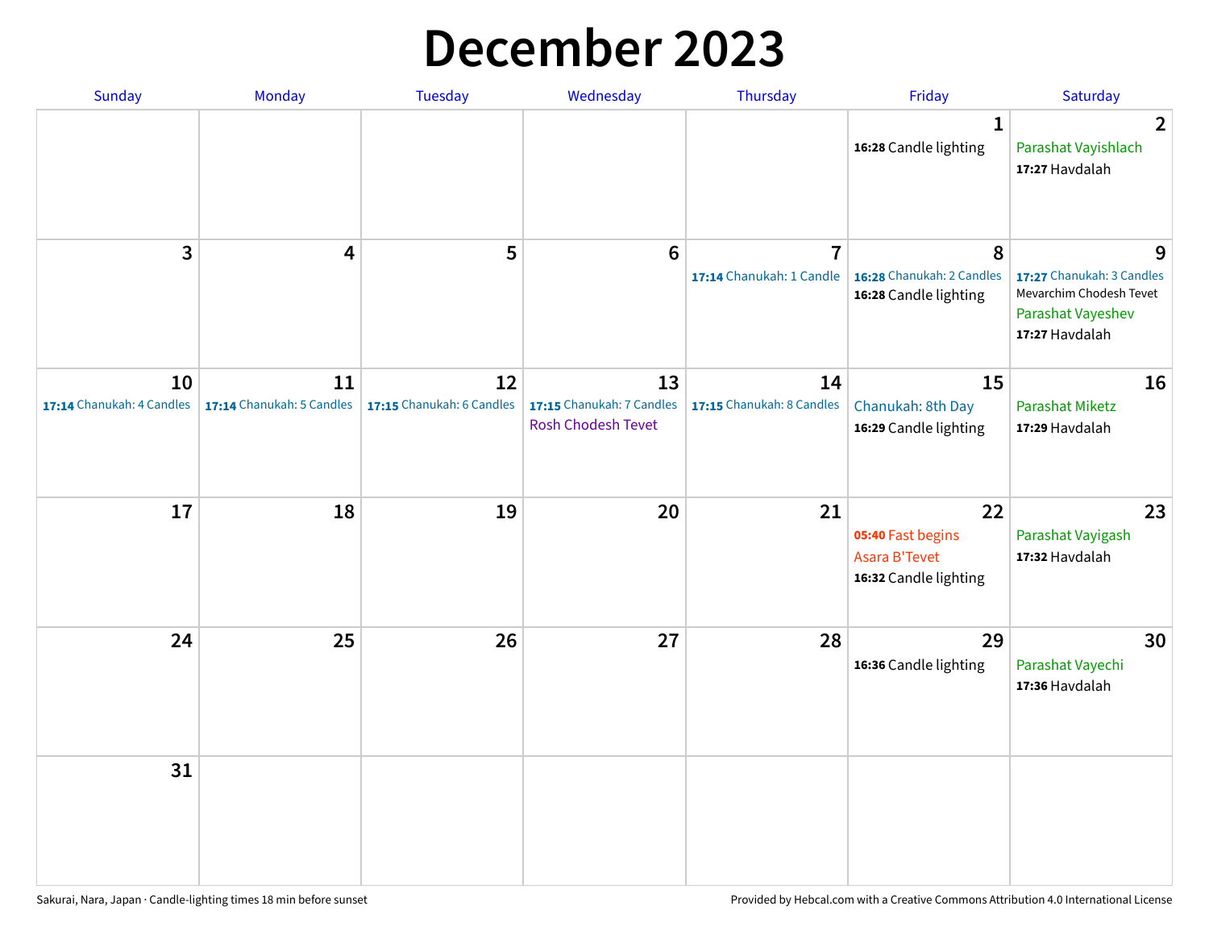# December 2023

| Sunday | Monday | Tuesday | Wednesday | Thursday | Friday | Saturday |
|---|---|---|---|---|---|---|
| | | | | | 1<br>**16:28** Candle lighting | 2<br>Parashat Vayishlach<br>**17:27** Havdalah |
| 3 | 4 | 5 | 6 | 7<br>**17:14** Chanukah: 1 Candle | 8<br>**16:28** Chanukah: 2 Candles<br>**16:28** Candle lighting | 9<br>**17:27** Chanukah: 3 Candles<br>Mevarchim Chodesh Tevet<br>Parashat Vayeshev<br>**17:27** Havdalah |
| 10<br>**17:14** Chanukah: 4 Candles | 11<br>**17:14** Chanukah: 5 Candles | 12<br>**17:15** Chanukah: 6 Candles | 13<br>**17:15** Chanukah: 7 Candles<br>Rosh Chodesh Tevet | 14<br>**17:15** Chanukah: 8 Candles | 15<br>Chanukah: 8th Day<br>**16:29** Candle lighting | 16<br>Parashat Miketz<br>**17:29** Havdalah |
| 17 | 18 | 19 | 20 | 21 | 22<br>**05:40** Fast begins<br>Asara B'Tevet<br>**16:32** Candle lighting | 23<br>Parashat Vayigash<br>**17:32** Havdalah |
| 24 | 25 | 26 | 27 | 28 | 29<br>**16:36** Candle lighting | 30<br>Parashat Vayechi<br>**17:36** Havdalah |
| 31 | | | | | | |

Sakurai, Nara, Japan · Candle-lighting times 18 min before sunset

Provided by Hebcal.com with a Creative Commons Attribution 4.0 International License